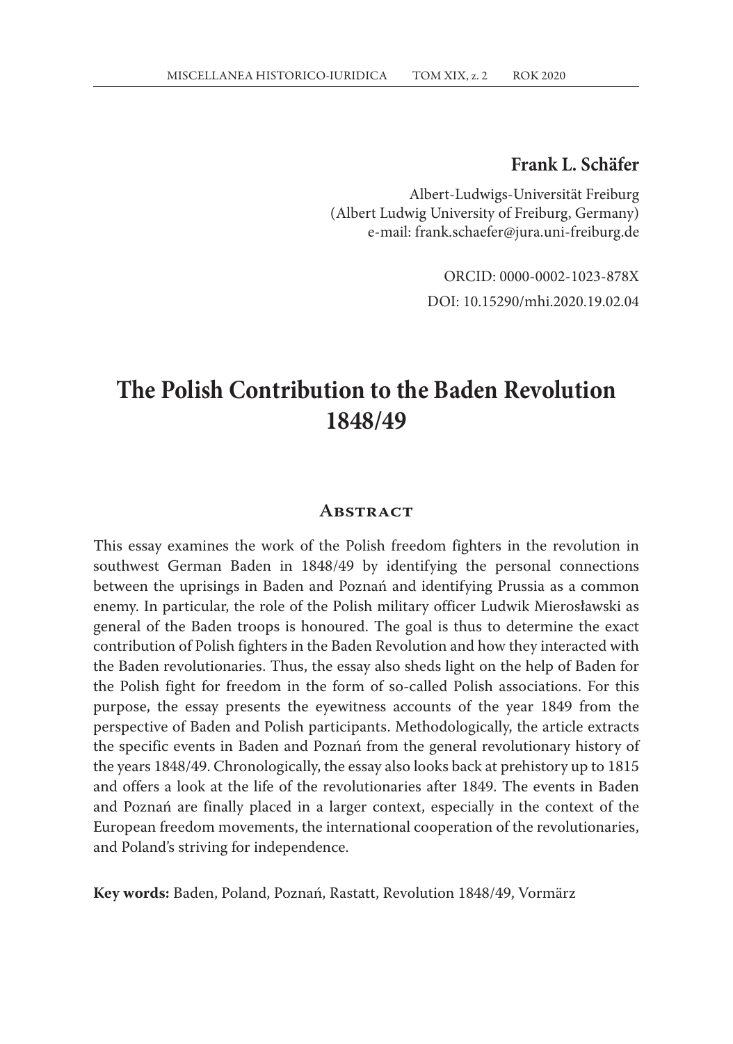**Frank L. Schäfer**

Albert-Ludwigs-Universität Freiburg
(Albert Ludwig University of Freiburg, Germany)
e-mail: frank.schaefer@jura.uni-freiburg.de

ORCID: 0000-0002-1023-878X
DOI: 10.15290/mhi.2020.19.02.04

# The Polish Contribution to the Baden Revolution 1848/49

## Abstract

This essay examines the work of the Polish freedom fighters in the revolution in southwest German Baden in 1848/49 by identifying the personal connections between the uprisings in Baden and Poznań and identifying Prussia as a common enemy. In particular, the role of the Polish military officer Ludwik Mierosławski as general of the Baden troops is honoured. The goal is thus to determine the exact contribution of Polish fighters in the Baden Revolution and how they interacted with the Baden revolutionaries. Thus, the essay also sheds light on the help of Baden for the Polish fight for freedom in the form of so-called Polish associations. For this purpose, the essay presents the eyewitness accounts of the year 1849 from the perspective of Baden and Polish participants. Methodologically, the article extracts the specific events in Baden and Poznań from the general revolutionary history of the years 1848/49. Chronologically, the essay also looks back at prehistory up to 1815 and offers a look at the life of the revolutionaries after 1849. The events in Baden and Poznań are finally placed in a larger context, especially in the context of the European freedom movements, the international cooperation of the revolutionaries, and Poland's striving for independence.

**Key words:** Baden, Poland, Poznań, Rastatt, Revolution 1848/49, Vormärz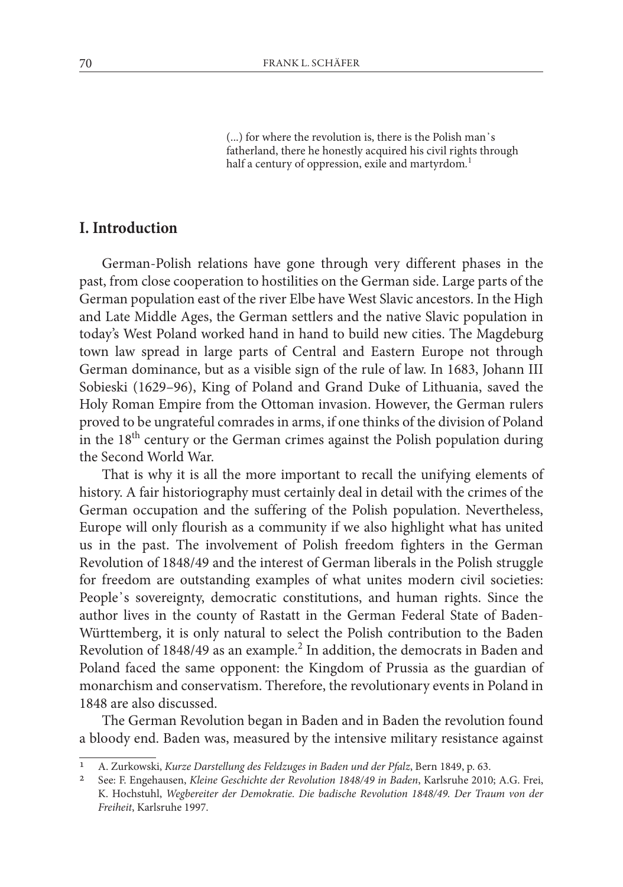> (...) for where the revolution is, there is the Polish man's fatherland, there he honestly acquired his civil rights through half a century of oppression, exile and martyrdom.[1]

## I. Introduction

German-Polish relations have gone through very different phases in the past, from close cooperation to hostilities on the German side. Large parts of the German population east of the river Elbe have West Slavic ancestors. In the High and Late Middle Ages, the German settlers and the native Slavic population in today's West Poland worked hand in hand to build new cities. The Magdeburg town law spread in large parts of Central and Eastern Europe not through German dominance, but as a visible sign of the rule of law. In 1683, Johann III Sobieski (1629–96), King of Poland and Grand Duke of Lithuania, saved the Holy Roman Empire from the Ottoman invasion. However, the German rulers proved to be ungrateful comrades in arms, if one thinks of the division of Poland in the 18th century or the German crimes against the Polish population during the Second World War.

That is why it is all the more important to recall the unifying elements of history. A fair historiography must certainly deal in detail with the crimes of the German occupation and the suffering of the Polish population. Nevertheless, Europe will only flourish as a community if we also highlight what has united us in the past. The involvement of Polish freedom fighters in the German Revolution of 1848/49 and the interest of German liberals in the Polish struggle for freedom are outstanding examples of what unites modern civil societies: People's sovereignty, democratic constitutions, and human rights. Since the author lives in the county of Rastatt in the German Federal State of Baden-Württemberg, it is only natural to select the Polish contribution to the Baden Revolution of 1848/49 as an example.[2] In addition, the democrats in Baden and Poland faced the same opponent: the Kingdom of Prussia as the guardian of monarchism and conservatism. Therefore, the revolutionary events in Poland in 1848 are also discussed.

The German Revolution began in Baden and in Baden the revolution found a bloody end. Baden was, measured by the intensive military resistance against

---

[1] A. Zurkowski, *Kurze Darstellung des Feldzuges in Baden und der Pfalz*, Bern 1849, p. 63.

[2] See: F. Engehausen, *Kleine Geschichte der Revolution 1848/49 in Baden*, Karlsruhe 2010; A.G. Frei, K. Hochstuhl, *Wegbereiter der Demokratie. Die badische Revolution 1848/49. Der Traum von der Freiheit*, Karlsruhe 1997.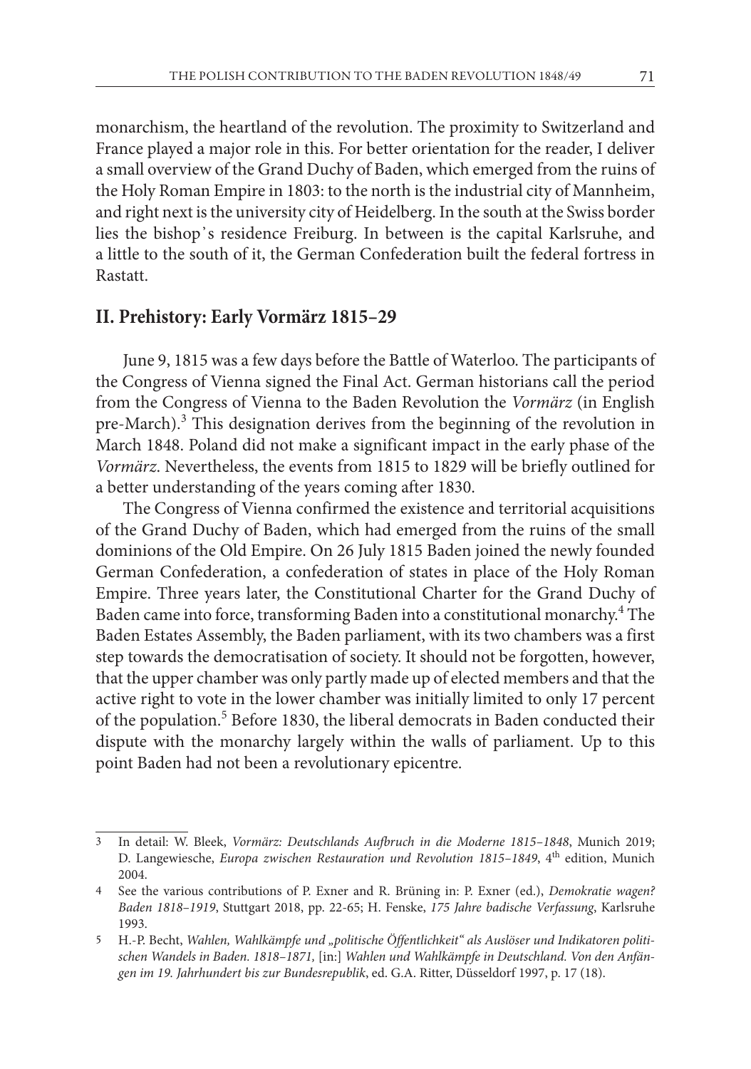monarchism, the heartland of the revolution. The proximity to Switzerland and France played a major role in this. For better orientation for the reader, I deliver a small overview of the Grand Duchy of Baden, which emerged from the ruins of the Holy Roman Empire in 1803: to the north is the industrial city of Mannheim, and right next is the university city of Heidelberg. In the south at the Swiss border lies the bishop's residence Freiburg. In between is the capital Karlsruhe, and a little to the south of it, the German Confederation built the federal fortress in Rastatt.

## II. Prehistory: Early Vormärz 1815–29

June 9, 1815 was a few days before the Battle of Waterloo. The participants of the Congress of Vienna signed the Final Act. German historians call the period from the Congress of Vienna to the Baden Revolution the *Vormärz* (in English pre-March).[3] This designation derives from the beginning of the revolution in March 1848. Poland did not make a significant impact in the early phase of the *Vormärz*. Nevertheless, the events from 1815 to 1829 will be briefly outlined for a better understanding of the years coming after 1830.

The Congress of Vienna confirmed the existence and territorial acquisitions of the Grand Duchy of Baden, which had emerged from the ruins of the small dominions of the Old Empire. On 26 July 1815 Baden joined the newly founded German Confederation, a confederation of states in place of the Holy Roman Empire. Three years later, the Constitutional Charter for the Grand Duchy of Baden came into force, transforming Baden into a constitutional monarchy.[4] The Baden Estates Assembly, the Baden parliament, with its two chambers was a first step towards the democratisation of society. It should not be forgotten, however, that the upper chamber was only partly made up of elected members and that the active right to vote in the lower chamber was initially limited to only 17 percent of the population.[5] Before 1830, the liberal democrats in Baden conducted their dispute with the monarchy largely within the walls of parliament. Up to this point Baden had not been a revolutionary epicentre.

---

3 In detail: W. Bleek, *Vormärz: Deutschlands Aufbruch in die Moderne 1815–1848*, Munich 2019; D. Langewiesche, *Europa zwischen Restauration und Revolution 1815–1849*, 4th edition, Munich 2004.

4 See the various contributions of P. Exner and R. Brüning in: P. Exner (ed.), *Demokratie wagen? Baden 1818–1919*, Stuttgart 2018, pp. 22-65; H. Fenske, *175 Jahre badische Verfassung*, Karlsruhe 1993.

5 H.-P. Becht, *Wahlen, Wahlkämpfe und „politische Öffentlichkeit" als Auslöser und Indikatoren politischen Wandels in Baden. 1818–1871,* [in:] *Wahlen und Wahlkämpfe in Deutschland. Von den Anfängen im 19. Jahrhundert bis zur Bundesrepublik*, ed. G.A. Ritter, Düsseldorf 1997, p. 17 (18).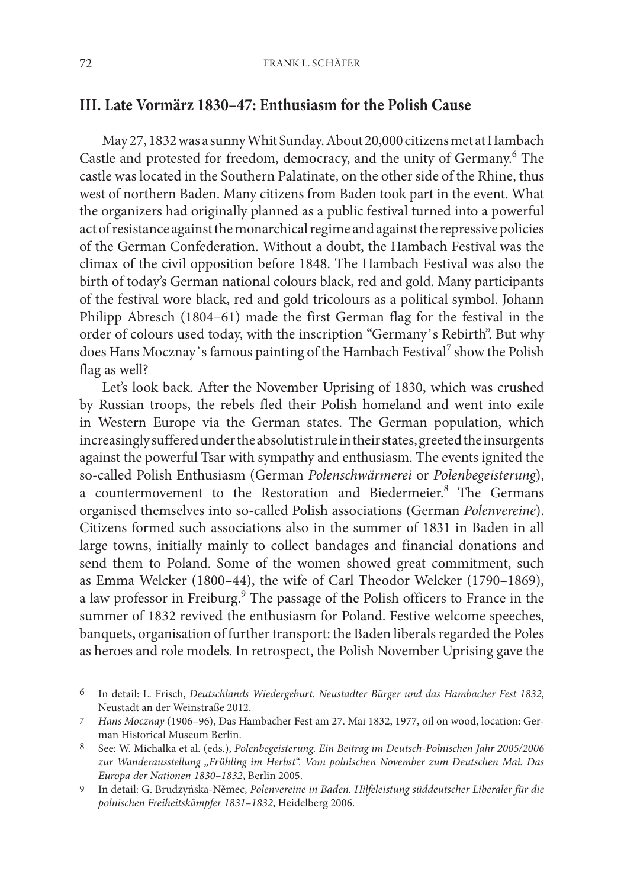## III. Late Vormärz 1830–47: Enthusiasm for the Polish Cause

May 27, 1832 was a sunny Whit Sunday. About 20,000 citizens met at Hambach Castle and protested for freedom, democracy, and the unity of Germany.[6] The castle was located in the Southern Palatinate, on the other side of the Rhine, thus west of northern Baden. Many citizens from Baden took part in the event. What the organizers had originally planned as a public festival turned into a powerful act of resistance against the monarchical regime and against the repressive policies of the German Confederation. Without a doubt, the Hambach Festival was the climax of the civil opposition before 1848. The Hambach Festival was also the birth of today's German national colours black, red and gold. Many participants of the festival wore black, red and gold tricolours as a political symbol. Johann Philipp Abresch (1804–61) made the first German flag for the festival in the order of colours used today, with the inscription "Germany's Rebirth". But why does Hans Mocznay's famous painting of the Hambach Festival[7] show the Polish flag as well?

Let's look back. After the November Uprising of 1830, which was crushed by Russian troops, the rebels fled their Polish homeland and went into exile in Western Europe via the German states. The German population, which increasingly suffered under the absolutist rule in their states, greeted the insurgents against the powerful Tsar with sympathy and enthusiasm. The events ignited the so-called Polish Enthusiasm (German *Polenschwärmerei* or *Polenbegeisterung*), a countermovement to the Restoration and Biedermeier.[8] The Germans organised themselves into so-called Polish associations (German *Polenvereine*). Citizens formed such associations also in the summer of 1831 in Baden in all large towns, initially mainly to collect bandages and financial donations and send them to Poland. Some of the women showed great commitment, such as Emma Welcker (1800–44), the wife of Carl Theodor Welcker (1790–1869), a law professor in Freiburg.[9] The passage of the Polish officers to France in the summer of 1832 revived the enthusiasm for Poland. Festive welcome speeches, banquets, organisation of further transport: the Baden liberals regarded the Poles as heroes and role models. In retrospect, the Polish November Uprising gave the

---

6 In detail: L. Frisch, *Deutschlands Wiedergeburt. Neustadter Bürger und das Hambacher Fest 1832*, Neustadt an der Weinstraße 2012.

7 *Hans Mocznay* (1906–96), Das Hambacher Fest am 27. Mai 1832, 1977, oil on wood, location: German Historical Museum Berlin.

8 See: W. Michalka et al. (eds.), *Polenbegeisterung. Ein Beitrag im Deutsch-Polnischen Jahr 2005/2006 zur Wanderausstellung „Frühling im Herbst". Vom polnischen November zum Deutschen Mai. Das Europa der Nationen 1830–1832*, Berlin 2005.

9 In detail: G. Brudzyńska-Němec, *Polenvereine in Baden. Hilfeleistung süddeutscher Liberaler für die polnischen Freiheitskämpfer 1831–1832*, Heidelberg 2006.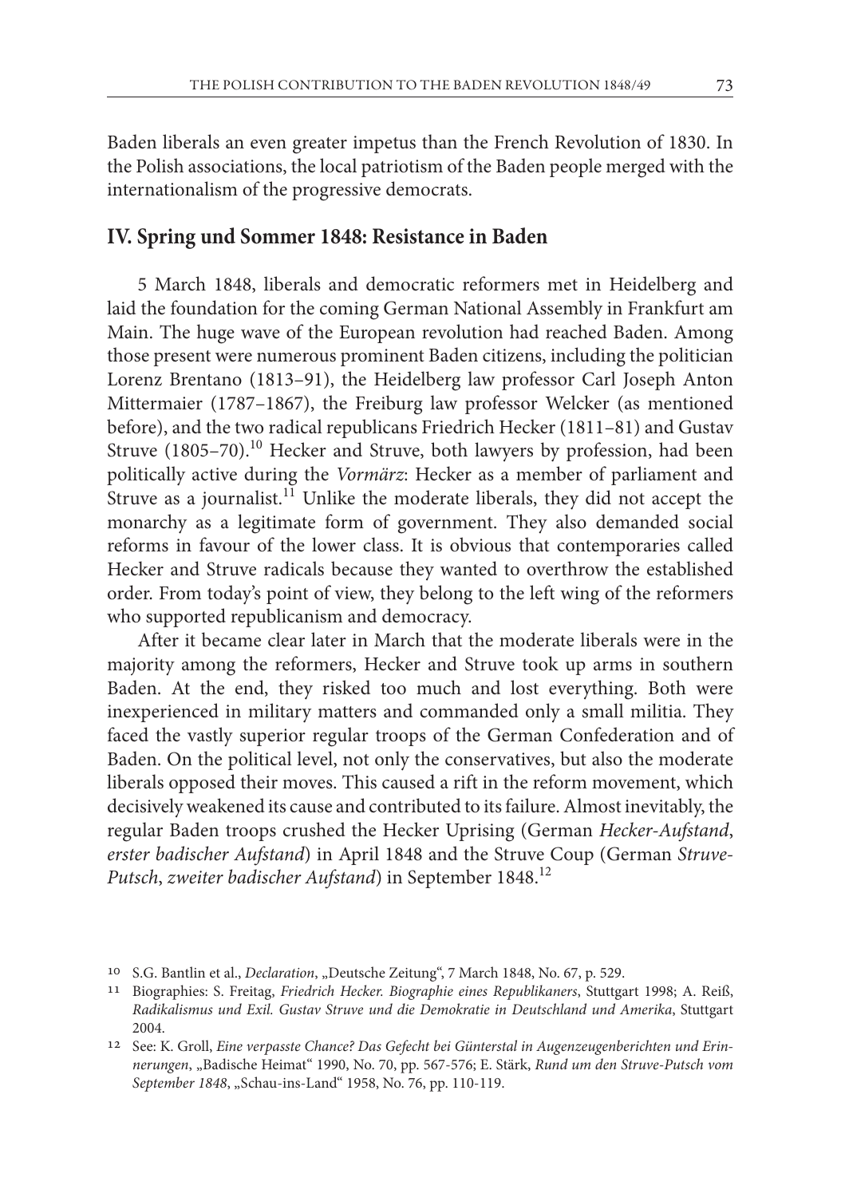Baden liberals an even greater impetus than the French Revolution of 1830. In the Polish associations, the local patriotism of the Baden people merged with the internationalism of the progressive democrats.

## IV. Spring und Sommer 1848: Resistance in Baden

5 March 1848, liberals and democratic reformers met in Heidelberg and laid the foundation for the coming German National Assembly in Frankfurt am Main. The huge wave of the European revolution had reached Baden. Among those present were numerous prominent Baden citizens, including the politician Lorenz Brentano (1813–91), the Heidelberg law professor Carl Joseph Anton Mittermaier (1787–1867), the Freiburg law professor Welcker (as mentioned before), and the two radical republicans Friedrich Hecker (1811–81) and Gustav Struve (1805–70).[10] Hecker and Struve, both lawyers by profession, had been politically active during the *Vormärz*: Hecker as a member of parliament and Struve as a journalist.[11] Unlike the moderate liberals, they did not accept the monarchy as a legitimate form of government. They also demanded social reforms in favour of the lower class. It is obvious that contemporaries called Hecker and Struve radicals because they wanted to overthrow the established order. From today's point of view, they belong to the left wing of the reformers who supported republicanism and democracy.

After it became clear later in March that the moderate liberals were in the majority among the reformers, Hecker and Struve took up arms in southern Baden. At the end, they risked too much and lost everything. Both were inexperienced in military matters and commanded only a small militia. They faced the vastly superior regular troops of the German Confederation and of Baden. On the political level, not only the conservatives, but also the moderate liberals opposed their moves. This caused a rift in the reform movement, which decisively weakened its cause and contributed to its failure. Almost inevitably, the regular Baden troops crushed the Hecker Uprising (German *Hecker-Aufstand*, *erster badischer Aufstand*) in April 1848 and the Struve Coup (German *Struve-Putsch*, *zweiter badischer Aufstand*) in September 1848.[12]

---

[10] S.G. Bantlin et al., *Declaration*, „Deutsche Zeitung", 7 March 1848, No. 67, p. 529.

[11] Biographies: S. Freitag, *Friedrich Hecker. Biographie eines Republikaners*, Stuttgart 1998; A. Reiß, *Radikalismus und Exil. Gustav Struve und die Demokratie in Deutschland und Amerika*, Stuttgart 2004.

[12] See: K. Groll, *Eine verpasste Chance? Das Gefecht bei Günterstal in Augenzeugenberichten und Erinnerungen*, „Badische Heimat" 1990, No. 70, pp. 567-576; E. Stärk, *Rund um den Struve-Putsch vom September 1848*, „Schau-ins-Land" 1958, No. 76, pp. 110-119.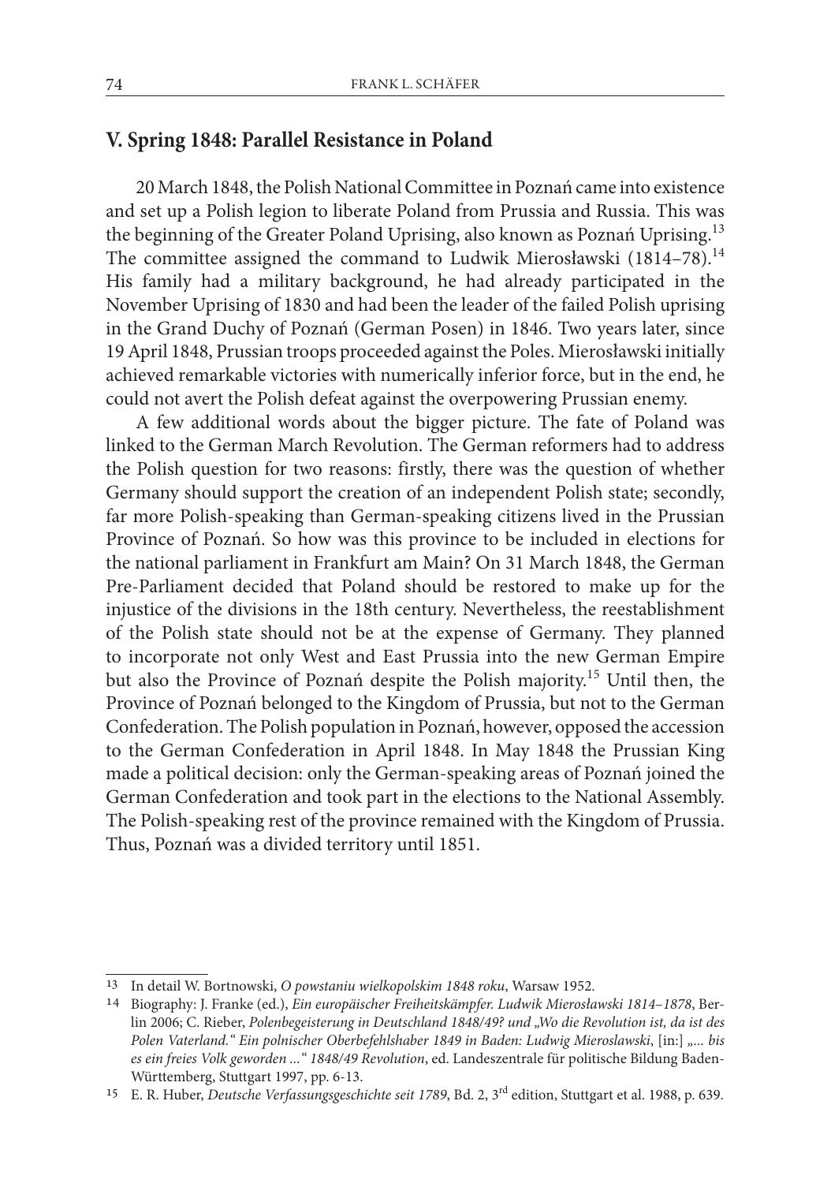## V. Spring 1848: Parallel Resistance in Poland

20 March 1848, the Polish National Committee in Poznań came into existence and set up a Polish legion to liberate Poland from Prussia and Russia. This was the beginning of the Greater Poland Uprising, also known as Poznań Uprising.[13] The committee assigned the command to Ludwik Mierosławski (1814–78).[14] His family had a military background, he had already participated in the November Uprising of 1830 and had been the leader of the failed Polish uprising in the Grand Duchy of Poznań (German Posen) in 1846. Two years later, since 19 April 1848, Prussian troops proceeded against the Poles. Mierosławski initially achieved remarkable victories with numerically inferior force, but in the end, he could not avert the Polish defeat against the overpowering Prussian enemy.

A few additional words about the bigger picture. The fate of Poland was linked to the German March Revolution. The German reformers had to address the Polish question for two reasons: firstly, there was the question of whether Germany should support the creation of an independent Polish state; secondly, far more Polish-speaking than German-speaking citizens lived in the Prussian Province of Poznań. So how was this province to be included in elections for the national parliament in Frankfurt am Main? On 31 March 1848, the German Pre-Parliament decided that Poland should be restored to make up for the injustice of the divisions in the 18th century. Nevertheless, the reestablishment of the Polish state should not be at the expense of Germany. They planned to incorporate not only West and East Prussia into the new German Empire but also the Province of Poznań despite the Polish majority.[15] Until then, the Province of Poznań belonged to the Kingdom of Prussia, but not to the German Confederation. The Polish population in Poznań, however, opposed the accession to the German Confederation in April 1848. In May 1848 the Prussian King made a political decision: only the German-speaking areas of Poznań joined the German Confederation and took part in the elections to the National Assembly. The Polish-speaking rest of the province remained with the Kingdom of Prussia. Thus, Poznań was a divided territory until 1851.

---

13 In detail W. Bortnowski, *O powstaniu wielkopolskim 1848 roku*, Warsaw 1952.

14 Biography: J. Franke (ed.), *Ein europäischer Freiheitskämpfer. Ludwik Mierosławski 1814–1878*, Berlin 2006; C. Rieber, *Polenbegeisterung in Deutschland 1848/49? und „Wo die Revolution ist, da ist des Polen Vaterland." Ein polnischer Oberbefehlshaber 1849 in Baden: Ludwig Mieroslawski*, [in:] *„... bis es ein freies Volk geworden ..." 1848/49 Revolution*, ed. Landeszentrale für politische Bildung Baden-Württemberg, Stuttgart 1997, pp. 6-13.

15 E. R. Huber, *Deutsche Verfassungsgeschichte seit 1789*, Bd. 2, 3rd edition, Stuttgart et al. 1988, p. 639.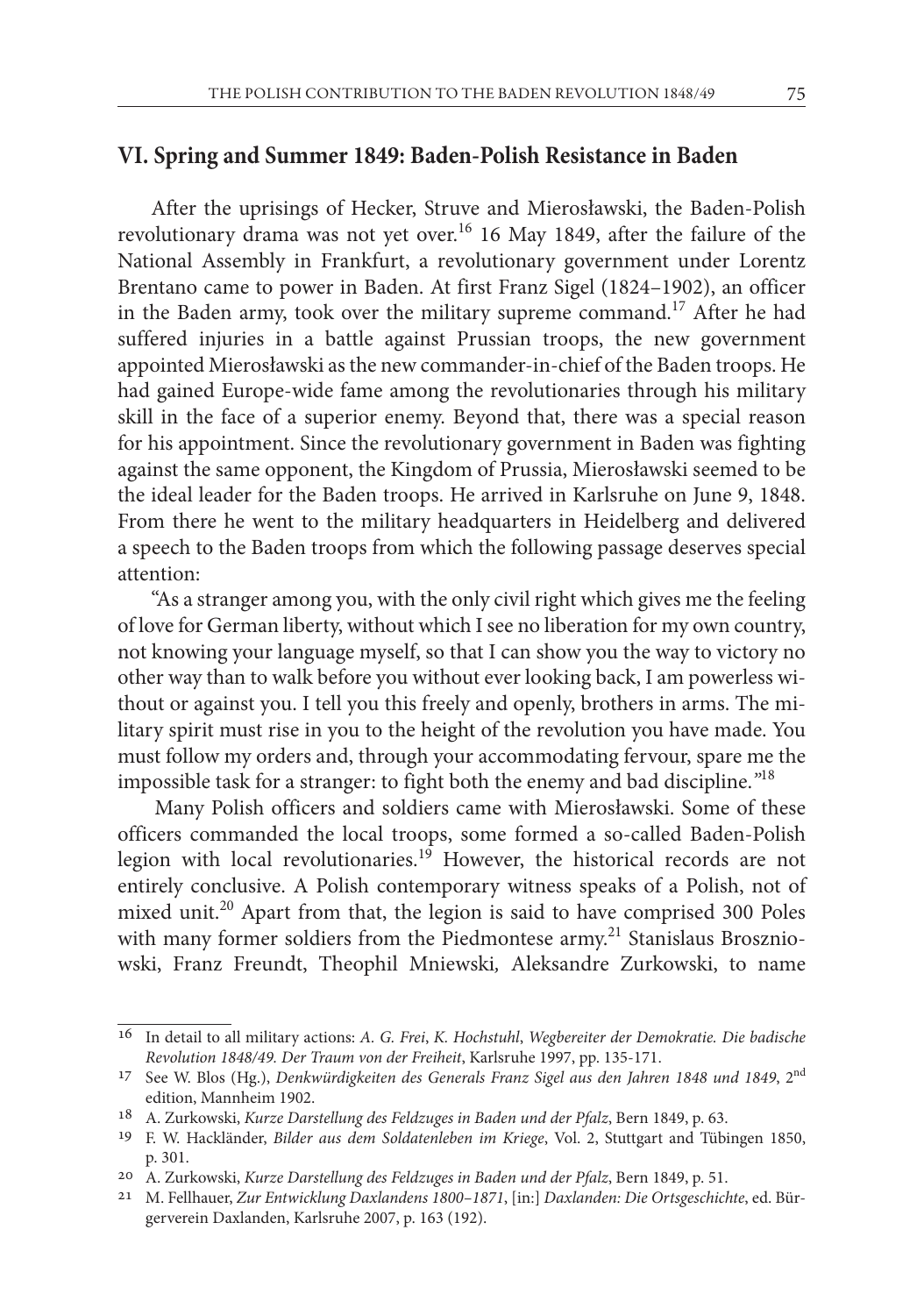## VI. Spring and Summer 1849: Baden-Polish Resistance in Baden

After the uprisings of Hecker, Struve and Mierosławski, the Baden-Polish revolutionary drama was not yet over.[16] 16 May 1849, after the failure of the National Assembly in Frankfurt, a revolutionary government under Lorentz Brentano came to power in Baden. At first Franz Sigel (1824–1902), an officer in the Baden army, took over the military supreme command.[17] After he had suffered injuries in a battle against Prussian troops, the new government appointed Mierosławski as the new commander-in-chief of the Baden troops. He had gained Europe-wide fame among the revolutionaries through his military skill in the face of a superior enemy. Beyond that, there was a special reason for his appointment. Since the revolutionary government in Baden was fighting against the same opponent, the Kingdom of Prussia, Mierosławski seemed to be the ideal leader for the Baden troops. He arrived in Karlsruhe on June 9, 1848. From there he went to the military headquarters in Heidelberg and delivered a speech to the Baden troops from which the following passage deserves special attention:

"As a stranger among you, with the only civil right which gives me the feeling of love for German liberty, without which I see no liberation for my own country, not knowing your language myself, so that I can show you the way to victory no other way than to walk before you without ever looking back, I am powerless without or against you. I tell you this freely and openly, brothers in arms. The military spirit must rise in you to the height of the revolution you have made. You must follow my orders and, through your accommodating fervour, spare me the impossible task for a stranger: to fight both the enemy and bad discipline."[18]

Many Polish officers and soldiers came with Mierosławski. Some of these officers commanded the local troops, some formed a so-called Baden-Polish legion with local revolutionaries.[19] However, the historical records are not entirely conclusive. A Polish contemporary witness speaks of a Polish, not of mixed unit.[20] Apart from that, the legion is said to have comprised 300 Poles with many former soldiers from the Piedmontese army.[21] Stanislaus Broszniowski, Franz Freundt, Theophil Mniewski, Aleksandre Zurkowski, to name

---

[16] In detail to all military actions: *A. G. Frei*, *K. Hochstuhl*, *Wegbereiter der Demokratie. Die badische Revolution 1848/49. Der Traum von der Freiheit*, Karlsruhe 1997, pp. 135-171.

[17] See W. Blos (Hg.), *Denkwürdigkeiten des Generals Franz Sigel aus den Jahren 1848 und 1849*, 2nd edition, Mannheim 1902.

[18] A. Zurkowski, *Kurze Darstellung des Feldzuges in Baden und der Pfalz*, Bern 1849, p. 63.

[19] F. W. Hackländer, *Bilder aus dem Soldatenleben im Kriege*, Vol. 2, Stuttgart and Tübingen 1850, p. 301.

[20] A. Zurkowski, *Kurze Darstellung des Feldzuges in Baden und der Pfalz*, Bern 1849, p. 51.

[21] M. Fellhauer, *Zur Entwicklung Daxlandens 1800–1871*, [in:] *Daxlanden: Die Ortsgeschichte*, ed. Bürgerverein Daxlanden, Karlsruhe 2007, p. 163 (192).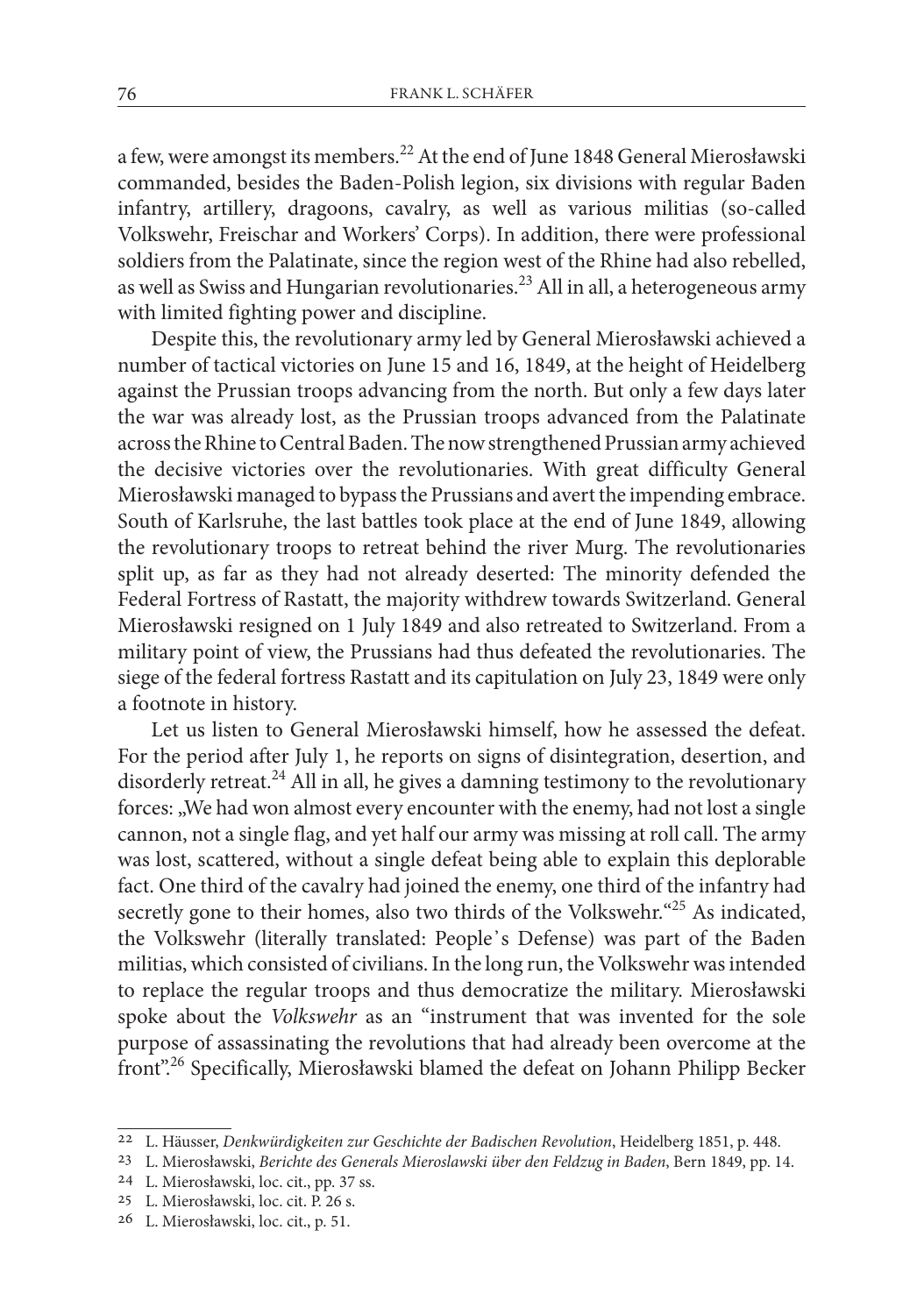a few, were amongst its members.[22] At the end of June 1848 General Mierosławski commanded, besides the Baden-Polish legion, six divisions with regular Baden infantry, artillery, dragoons, cavalry, as well as various militias (so-called Volkswehr, Freischar and Workers' Corps). In addition, there were professional soldiers from the Palatinate, since the region west of the Rhine had also rebelled, as well as Swiss and Hungarian revolutionaries.[23] All in all, a heterogeneous army with limited fighting power and discipline.

Despite this, the revolutionary army led by General Mierosławski achieved a number of tactical victories on June 15 and 16, 1849, at the height of Heidelberg against the Prussian troops advancing from the north. But only a few days later the war was already lost, as the Prussian troops advanced from the Palatinate across the Rhine to Central Baden. The now strengthened Prussian army achieved the decisive victories over the revolutionaries. With great difficulty General Mierosławski managed to bypass the Prussians and avert the impending embrace. South of Karlsruhe, the last battles took place at the end of June 1849, allowing the revolutionary troops to retreat behind the river Murg. The revolutionaries split up, as far as they had not already deserted: The minority defended the Federal Fortress of Rastatt, the majority withdrew towards Switzerland. General Mierosławski resigned on 1 July 1849 and also retreated to Switzerland. From a military point of view, the Prussians had thus defeated the revolutionaries. The siege of the federal fortress Rastatt and its capitulation on July 23, 1849 were only a footnote in history.

Let us listen to General Mierosławski himself, how he assessed the defeat. For the period after July 1, he reports on signs of disintegration, desertion, and disorderly retreat.[24] All in all, he gives a damning testimony to the revolutionary forces: „We had won almost every encounter with the enemy, had not lost a single cannon, not a single flag, and yet half our army was missing at roll call. The army was lost, scattered, without a single defeat being able to explain this deplorable fact. One third of the cavalry had joined the enemy, one third of the infantry had secretly gone to their homes, also two thirds of the Volkswehr."[25] As indicated, the Volkswehr (literally translated: People's Defense) was part of the Baden militias, which consisted of civilians. In the long run, the Volkswehr was intended to replace the regular troops and thus democratize the military. Mierosławski spoke about the *Volkswehr* as an "instrument that was invented for the sole purpose of assassinating the revolutions that had already been overcome at the front".[26] Specifically, Mierosławski blamed the defeat on Johann Philipp Becker

---

22 L. Häusser, *Denkwürdigkeiten zur Geschichte der Badischen Revolution*, Heidelberg 1851, p. 448.

23 L. Mierosławski, *Berichte des Generals Mieroslawski über den Feldzug in Baden*, Bern 1849, pp. 14.

24 L. Mierosławski, loc. cit., pp. 37 ss.

25 L. Mierosławski, loc. cit. P. 26 s.

26 L. Mierosławski, loc. cit., p. 51.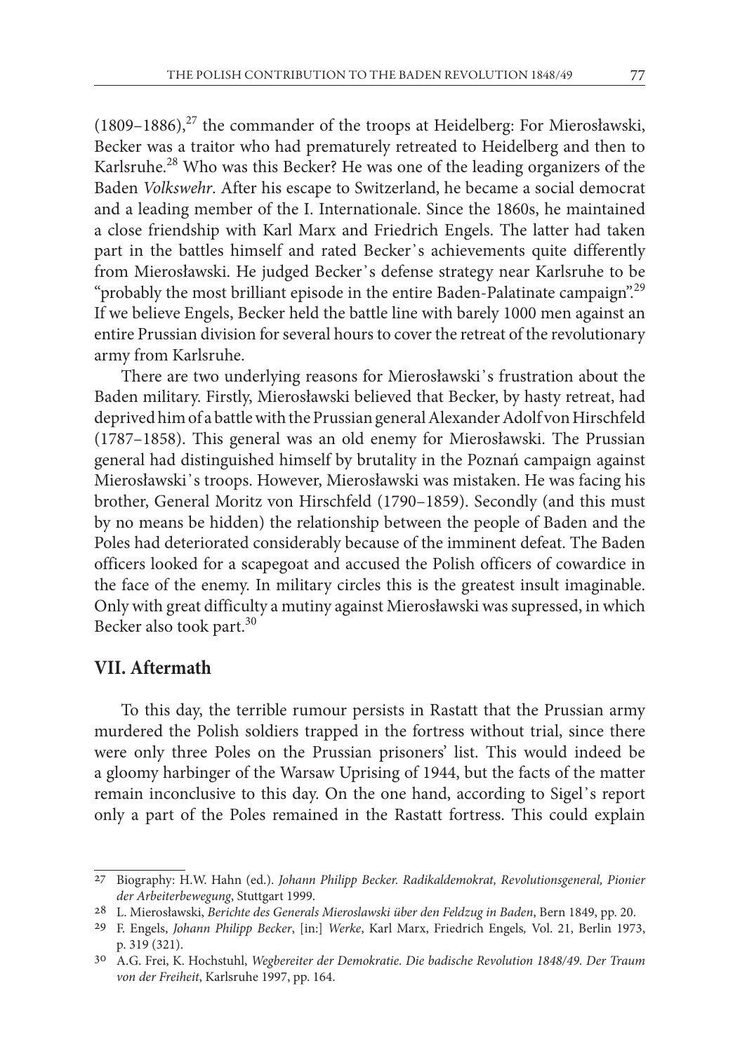(1809–1886),[27] the commander of the troops at Heidelberg: For Mierosławski, Becker was a traitor who had prematurely retreated to Heidelberg and then to Karlsruhe.[28] Who was this Becker? He was one of the leading organizers of the Baden *Volkswehr*. After his escape to Switzerland, he became a social democrat and a leading member of the I. Internationale. Since the 1860s, he maintained a close friendship with Karl Marx and Friedrich Engels. The latter had taken part in the battles himself and rated Becker's achievements quite differently from Mierosławski. He judged Becker's defense strategy near Karlsruhe to be "probably the most brilliant episode in the entire Baden-Palatinate campaign".[29] If we believe Engels, Becker held the battle line with barely 1000 men against an entire Prussian division for several hours to cover the retreat of the revolutionary army from Karlsruhe.

There are two underlying reasons for Mierosławski's frustration about the Baden military. Firstly, Mierosławski believed that Becker, by hasty retreat, had deprived him of a battle with the Prussian general Alexander Adolf von Hirschfeld (1787–1858). This general was an old enemy for Mierosławski. The Prussian general had distinguished himself by brutality in the Poznań campaign against Mierosławski's troops. However, Mierosławski was mistaken. He was facing his brother, General Moritz von Hirschfeld (1790–1859). Secondly (and this must by no means be hidden) the relationship between the people of Baden and the Poles had deteriorated considerably because of the imminent defeat. The Baden officers looked for a scapegoat and accused the Polish officers of cowardice in the face of the enemy. In military circles this is the greatest insult imaginable. Only with great difficulty a mutiny against Mierosławski was supressed, in which Becker also took part.[30]

## VII. Aftermath

To this day, the terrible rumour persists in Rastatt that the Prussian army murdered the Polish soldiers trapped in the fortress without trial, since there were only three Poles on the Prussian prisoners' list. This would indeed be a gloomy harbinger of the Warsaw Uprising of 1944, but the facts of the matter remain inconclusive to this day. On the one hand, according to Sigel's report only a part of the Poles remained in the Rastatt fortress. This could explain

---

[27] Biography: H.W. Hahn (ed.). *Johann Philipp Becker. Radikaldemokrat, Revolutionsgeneral, Pionier der Arbeiterbewegung*, Stuttgart 1999.

[28] L. Mierosławski, *Berichte des Generals Mieroslawski über den Feldzug in Baden*, Bern 1849, pp. 20.

[29] F. Engels, *Johann Philipp Becker*, [in:] *Werke*, Karl Marx, Friedrich Engels, Vol. 21, Berlin 1973, p. 319 (321).

[30] A.G. Frei, K. Hochstuhl, *Wegbereiter der Demokratie. Die badische Revolution 1848/49. Der Traum von der Freiheit*, Karlsruhe 1997, pp. 164.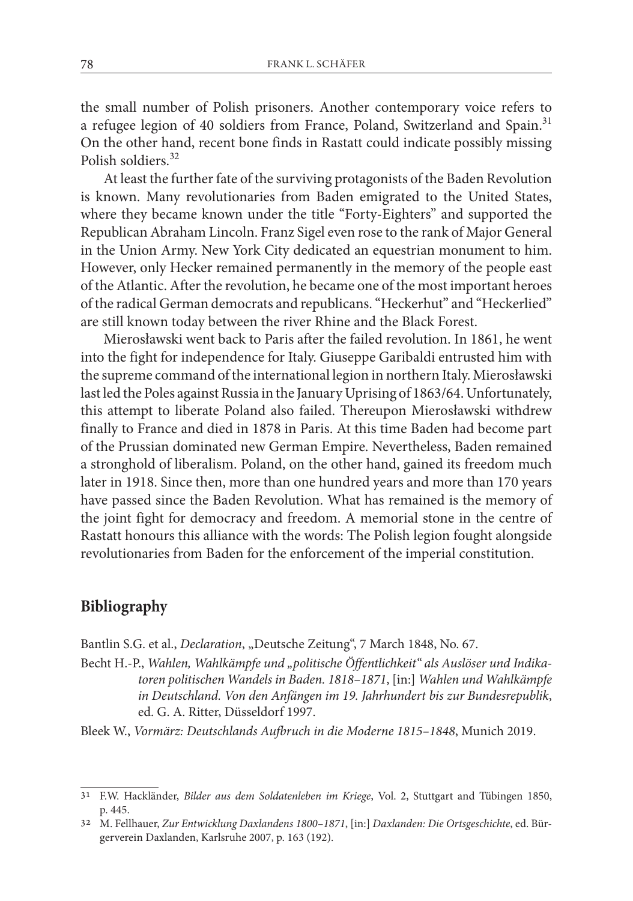the small number of Polish prisoners. Another contemporary voice refers to a refugee legion of 40 soldiers from France, Poland, Switzerland and Spain.[31] On the other hand, recent bone finds in Rastatt could indicate possibly missing Polish soldiers.[32]

At least the further fate of the surviving protagonists of the Baden Revolution is known. Many revolutionaries from Baden emigrated to the United States, where they became known under the title "Forty-Eighters" and supported the Republican Abraham Lincoln. Franz Sigel even rose to the rank of Major General in the Union Army. New York City dedicated an equestrian monument to him. However, only Hecker remained permanently in the memory of the people east of the Atlantic. After the revolution, he became one of the most important heroes of the radical German democrats and republicans. "Heckerhut" and "Heckerlied" are still known today between the river Rhine and the Black Forest.

Mierosławski went back to Paris after the failed revolution. In 1861, he went into the fight for independence for Italy. Giuseppe Garibaldi entrusted him with the supreme command of the international legion in northern Italy. Mierosławski last led the Poles against Russia in the January Uprising of 1863/64. Unfortunately, this attempt to liberate Poland also failed. Thereupon Mierosławski withdrew finally to France and died in 1878 in Paris. At this time Baden had become part of the Prussian dominated new German Empire. Nevertheless, Baden remained a stronghold of liberalism. Poland, on the other hand, gained its freedom much later in 1918. Since then, more than one hundred years and more than 170 years have passed since the Baden Revolution. What has remained is the memory of the joint fight for democracy and freedom. A memorial stone in the centre of Rastatt honours this alliance with the words: The Polish legion fought alongside revolutionaries from Baden for the enforcement of the imperial constitution.

## Bibliography

Bantlin S.G. et al., *Declaration*, „Deutsche Zeitung", 7 March 1848, No. 67.

Becht H.-P., *Wahlen, Wahlkämpfe und „politische Öffentlichkeit" als Auslöser und Indikatoren politischen Wandels in Baden. 1818–1871*, [in:] *Wahlen und Wahlkämpfe in Deutschland. Von den Anfängen im 19. Jahrhundert bis zur Bundesrepublik*, ed. G. A. Ritter, Düsseldorf 1997.

Bleek W., *Vormärz: Deutschlands Aufbruch in die Moderne 1815–1848*, Munich 2019.

---

[31] F.W. Hackländer, *Bilder aus dem Soldatenleben im Kriege*, Vol. 2, Stuttgart and Tübingen 1850, p. 445.

[32] M. Fellhauer, *Zur Entwicklung Daxlandens 1800–1871*, [in:] *Daxlanden: Die Ortsgeschichte*, ed. Bürgerverein Daxlanden, Karlsruhe 2007, p. 163 (192).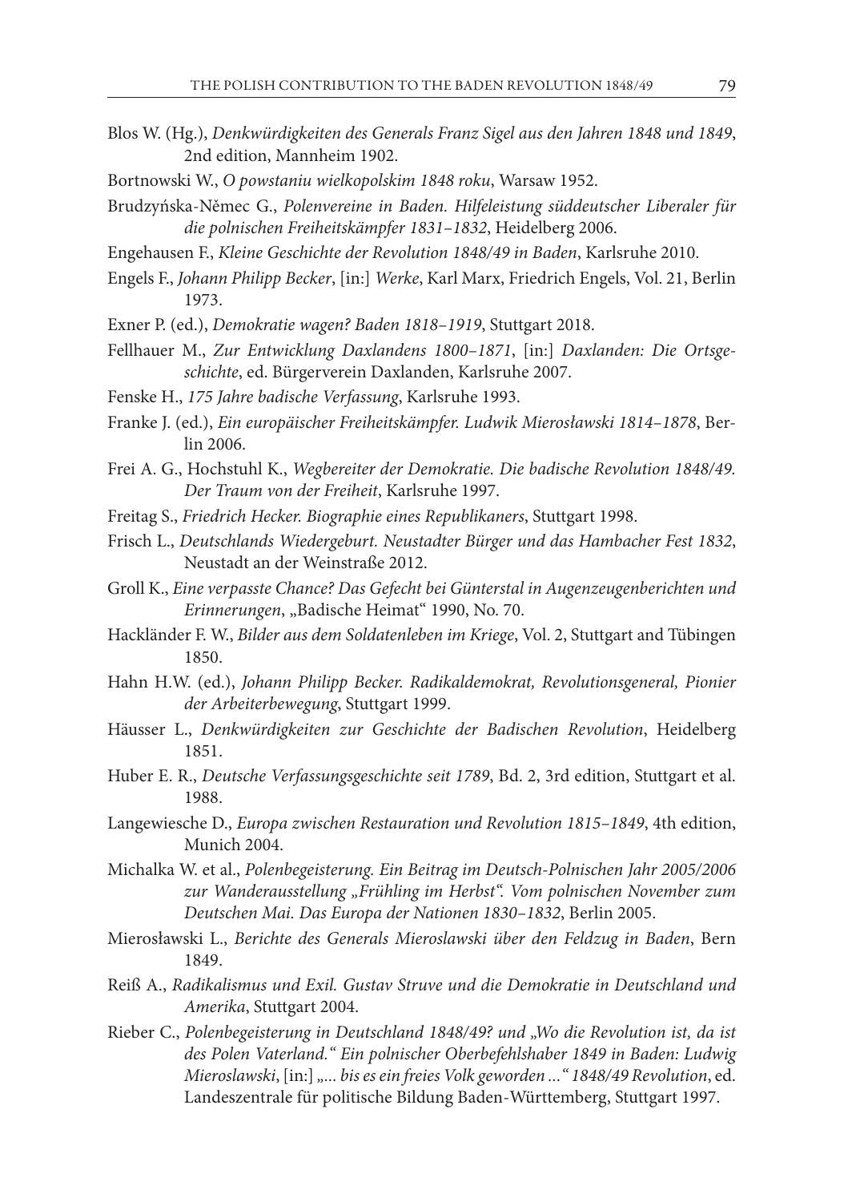Blos W. (Hg.), *Denkwürdigkeiten des Generals Franz Sigel aus den Jahren 1848 und 1849*, 2nd edition, Mannheim 1902.

Bortnowski W., *O powstaniu wielkopolskim 1848 roku*, Warsaw 1952.

Brudzyńska-Němec G., *Polenvereine in Baden. Hilfeleistung süddeutscher Liberaler für die polnischen Freiheitskämpfer 1831–1832*, Heidelberg 2006.

Engehausen F., *Kleine Geschichte der Revolution 1848/49 in Baden*, Karlsruhe 2010.

Engels F., *Johann Philipp Becker*, [in:] *Werke*, Karl Marx, Friedrich Engels, Vol. 21, Berlin 1973.

Exner P. (ed.), *Demokratie wagen? Baden 1818–1919*, Stuttgart 2018.

Fellhauer M., *Zur Entwicklung Daxlandens 1800–1871*, [in:] *Daxlanden: Die Ortsgeschichte*, ed. Bürgerverein Daxlanden, Karlsruhe 2007.

Fenske H., *175 Jahre badische Verfassung*, Karlsruhe 1993.

Franke J. (ed.), *Ein europäischer Freiheitskämpfer. Ludwik Mierosławski 1814–1878*, Berlin 2006.

Frei A. G., Hochstuhl K., *Wegbereiter der Demokratie. Die badische Revolution 1848/49. Der Traum von der Freiheit*, Karlsruhe 1997.

Freitag S., *Friedrich Hecker. Biographie eines Republikaners*, Stuttgart 1998.

Frisch L., *Deutschlands Wiedergeburt. Neustadter Bürger und das Hambacher Fest 1832*, Neustadt an der Weinstraße 2012.

Groll K., *Eine verpasste Chance? Das Gefecht bei Günterstal in Augenzeugenberichten und Erinnerungen*, „Badische Heimat" 1990, No. 70.

Hackländer F. W., *Bilder aus dem Soldatenleben im Kriege*, Vol. 2, Stuttgart and Tübingen 1850.

Hahn H.W. (ed.), *Johann Philipp Becker. Radikaldemokrat, Revolutionsgeneral, Pionier der Arbeiterbewegung*, Stuttgart 1999.

Häusser L., *Denkwürdigkeiten zur Geschichte der Badischen Revolution*, Heidelberg 1851.

Huber E. R., *Deutsche Verfassungsgeschichte seit 1789*, Bd. 2, 3rd edition, Stuttgart et al. 1988.

Langewiesche D., *Europa zwischen Restauration und Revolution 1815–1849*, 4th edition, Munich 2004.

Michalka W. et al., *Polenbegeisterung. Ein Beitrag im Deutsch-Polnischen Jahr 2005/2006 zur Wanderausstellung „Frühling im Herbst". Vom polnischen November zum Deutschen Mai. Das Europa der Nationen 1830–1832*, Berlin 2005.

Mierosławski L., *Berichte des Generals Mieroslawski über den Feldzug in Baden*, Bern 1849.

Reiß A., *Radikalismus und Exil. Gustav Struve und die Demokratie in Deutschland und Amerika*, Stuttgart 2004.

Rieber C., *Polenbegeisterung in Deutschland 1848/49? und „Wo die Revolution ist, da ist des Polen Vaterland." Ein polnischer Oberbefehlshaber 1849 in Baden: Ludwig Mieroslawski*, [in:] *„... bis es ein freies Volk geworden ..." 1848/49 Revolution*, ed. Landeszentrale für politische Bildung Baden-Württemberg, Stuttgart 1997.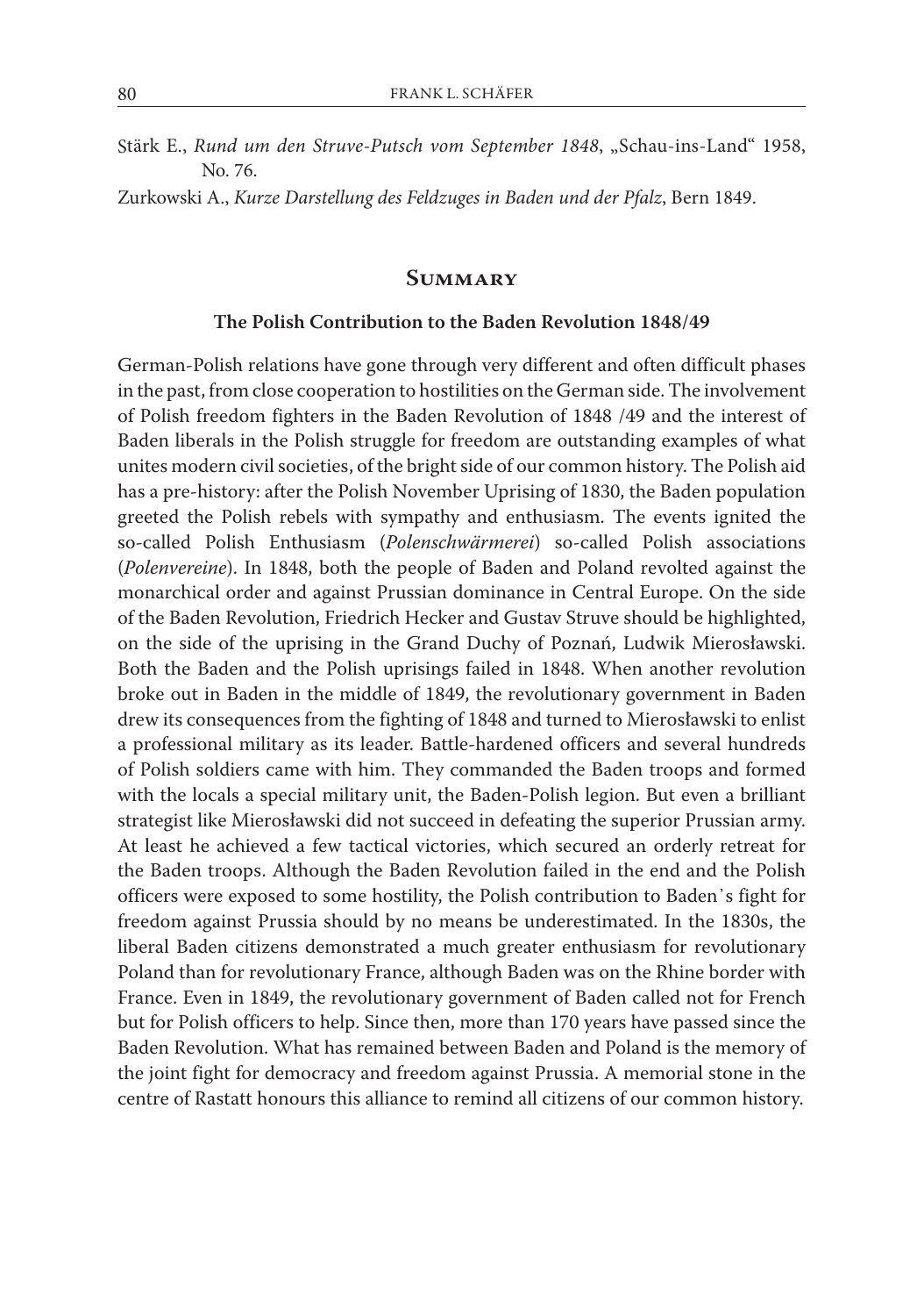Stärk E., *Rund um den Struve-Putsch vom September 1848*, „Schau-ins-Land" 1958, No. 76.

Zurkowski A., *Kurze Darstellung des Feldzuges in Baden und der Pfalz*, Bern 1849.

## Summary

### The Polish Contribution to the Baden Revolution 1848/49

German-Polish relations have gone through very different and often difficult phases in the past, from close cooperation to hostilities on the German side. The involvement of Polish freedom fighters in the Baden Revolution of 1848 /49 and the interest of Baden liberals in the Polish struggle for freedom are outstanding examples of what unites modern civil societies, of the bright side of our common history. The Polish aid has a pre-history: after the Polish November Uprising of 1830, the Baden population greeted the Polish rebels with sympathy and enthusiasm. The events ignited the so-called Polish Enthusiasm (*Polenschwärmerei*) so-called Polish associations (*Polenvereine*). In 1848, both the people of Baden and Poland revolted against the monarchical order and against Prussian dominance in Central Europe. On the side of the Baden Revolution, Friedrich Hecker and Gustav Struve should be highlighted, on the side of the uprising in the Grand Duchy of Poznań, Ludwik Mierosławski. Both the Baden and the Polish uprisings failed in 1848. When another revolution broke out in Baden in the middle of 1849, the revolutionary government in Baden drew its consequences from the fighting of 1848 and turned to Mierosławski to enlist a professional military as its leader. Battle-hardened officers and several hundreds of Polish soldiers came with him. They commanded the Baden troops and formed with the locals a special military unit, the Baden-Polish legion. But even a brilliant strategist like Mierosławski did not succeed in defeating the superior Prussian army. At least he achieved a few tactical victories, which secured an orderly retreat for the Baden troops. Although the Baden Revolution failed in the end and the Polish officers were exposed to some hostility, the Polish contribution to Baden's fight for freedom against Prussia should by no means be underestimated. In the 1830s, the liberal Baden citizens demonstrated a much greater enthusiasm for revolutionary Poland than for revolutionary France, although Baden was on the Rhine border with France. Even in 1849, the revolutionary government of Baden called not for French but for Polish officers to help. Since then, more than 170 years have passed since the Baden Revolution. What has remained between Baden and Poland is the memory of the joint fight for democracy and freedom against Prussia. A memorial stone in the centre of Rastatt honours this alliance to remind all citizens of our common history.